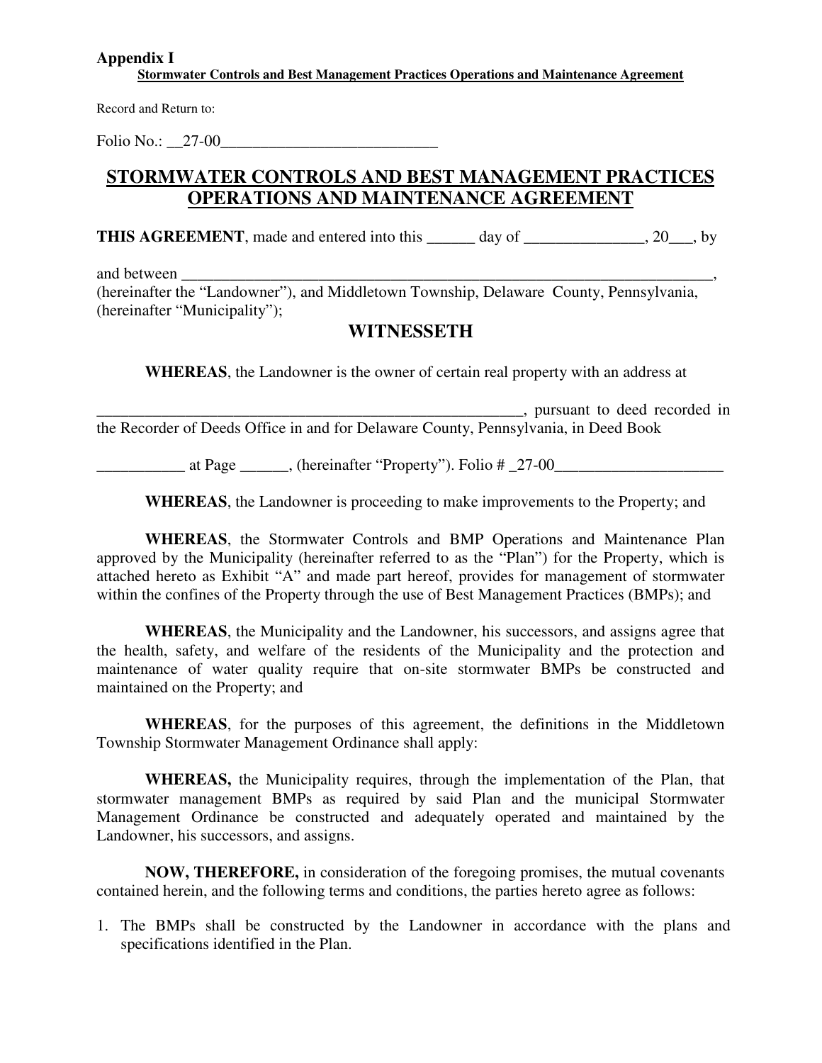**Appendix I**

**Stormwater Controls and Best Management Practices Operations and Maintenance Agreement**

Record and Return to:

Folio No.: __27-00___________________________

# STORMWATER CONTROLS AND BEST MANAGEMENT PRACTICES OPERATIONS AND MAINTENANCE AGREEMENT

**THIS AGREEMENT**, made and entered into this ______ day of _______________, 20___, by

and between ______________________________________________________________________, (hereinafter the "Landowner"), and Middletown Township, Delaware County, Pennsylvania, (hereinafter "Municipality");

## WITNESSETH

**WHEREAS**, the Landowner is the owner of certain real property with an address at

_______________________________________________________, pursuant to deed recorded in the Recorder of Deeds Office in and for Delaware County, Pennsylvania, in Deed Book

___________ at Page ______, (hereinafter "Property"). Folio # _27-00_____________________

**WHEREAS**, the Landowner is proceeding to make improvements to the Property; and

**WHEREAS**, the Stormwater Controls and BMP Operations and Maintenance Plan approved by the Municipality (hereinafter referred to as the "Plan") for the Property, which is attached hereto as Exhibit "A" and made part hereof, provides for management of stormwater within the confines of the Property through the use of Best Management Practices (BMPs); and

**WHEREAS**, the Municipality and the Landowner, his successors, and assigns agree that the health, safety, and welfare of the residents of the Municipality and the protection and maintenance of water quality require that on-site stormwater BMPs be constructed and maintained on the Property; and

**WHEREAS**, for the purposes of this agreement, the definitions in the Middletown Township Stormwater Management Ordinance shall apply:

**WHEREAS,** the Municipality requires, through the implementation of the Plan, that stormwater management BMPs as required by said Plan and the municipal Stormwater Management Ordinance be constructed and adequately operated and maintained by the Landowner, his successors, and assigns.

**NOW, THEREFORE,** in consideration of the foregoing promises, the mutual covenants contained herein, and the following terms and conditions, the parties hereto agree as follows:

1. The BMPs shall be constructed by the Landowner in accordance with the plans and specifications identified in the Plan.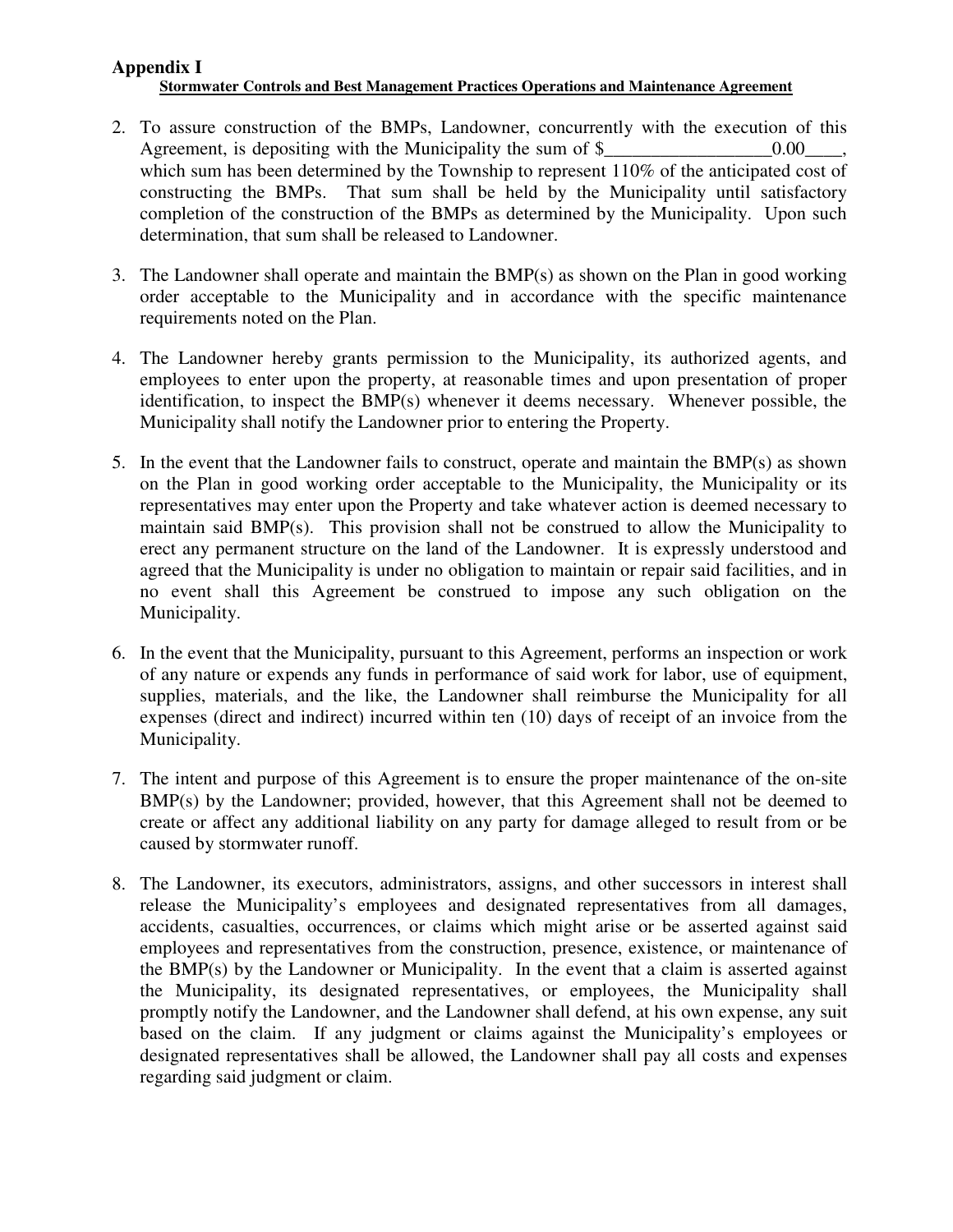## Appendix I

**Stormwater Controls and Best Management Practices Operations and Maintenance Agreement**

2. To assure construction of the BMPs, Landowner, concurrently with the execution of this Agreement, is depositing with the Municipality the sum of $__________________0.00____, which sum has been determined by the Township to represent 110% of the anticipated cost of constructing the BMPs. That sum shall be held by the Municipality until satisfactory completion of the construction of the BMPs as determined by the Municipality. Upon such determination, that sum shall be released to Landowner.

3. The Landowner shall operate and maintain the BMP(s) as shown on the Plan in good working order acceptable to the Municipality and in accordance with the specific maintenance requirements noted on the Plan.

4. The Landowner hereby grants permission to the Municipality, its authorized agents, and employees to enter upon the property, at reasonable times and upon presentation of proper identification, to inspect the BMP(s) whenever it deems necessary. Whenever possible, the Municipality shall notify the Landowner prior to entering the Property.

5. In the event that the Landowner fails to construct, operate and maintain the BMP(s) as shown on the Plan in good working order acceptable to the Municipality, the Municipality or its representatives may enter upon the Property and take whatever action is deemed necessary to maintain said BMP(s). This provision shall not be construed to allow the Municipality to erect any permanent structure on the land of the Landowner. It is expressly understood and agreed that the Municipality is under no obligation to maintain or repair said facilities, and in no event shall this Agreement be construed to impose any such obligation on the Municipality.

6. In the event that the Municipality, pursuant to this Agreement, performs an inspection or work of any nature or expends any funds in performance of said work for labor, use of equipment, supplies, materials, and the like, the Landowner shall reimburse the Municipality for all expenses (direct and indirect) incurred within ten (10) days of receipt of an invoice from the Municipality.

7. The intent and purpose of this Agreement is to ensure the proper maintenance of the on-site BMP(s) by the Landowner; provided, however, that this Agreement shall not be deemed to create or affect any additional liability on any party for damage alleged to result from or be caused by stormwater runoff.

8. The Landowner, its executors, administrators, assigns, and other successors in interest shall release the Municipality's employees and designated representatives from all damages, accidents, casualties, occurrences, or claims which might arise or be asserted against said employees and representatives from the construction, presence, existence, or maintenance of the BMP(s) by the Landowner or Municipality. In the event that a claim is asserted against the Municipality, its designated representatives, or employees, the Municipality shall promptly notify the Landowner, and the Landowner shall defend, at his own expense, any suit based on the claim. If any judgment or claims against the Municipality's employees or designated representatives shall be allowed, the Landowner shall pay all costs and expenses regarding said judgment or claim.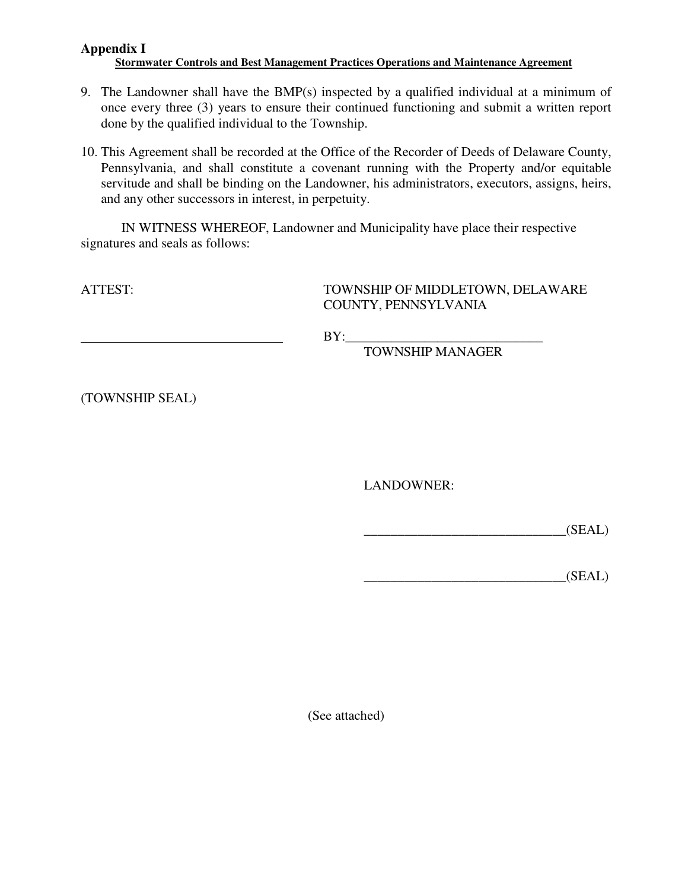**Appendix I**

**Stormwater Controls and Best Management Practices Operations and Maintenance Agreement**

9. The Landowner shall have the BMP(s) inspected by a qualified individual at a minimum of once every three (3) years to ensure their continued functioning and submit a written report done by the qualified individual to the Township.

10. This Agreement shall be recorded at the Office of the Recorder of Deeds of Delaware County, Pennsylvania, and shall constitute a covenant running with the Property and/or equitable servitude and shall be binding on the Landowner, his administrators, executors, assigns, heirs, and any other successors in interest, in perpetuity.

IN WITNESS WHEREOF, Landowner and Municipality have place their respective signatures and seals as follows:

ATTEST:

______________________________

TOWNSHIP OF MIDDLETOWN, DELAWARE COUNTY, PENNSYLVANIA

BY:______________________________
TOWNSHIP MANAGER

(TOWNSHIP SEAL)

LANDOWNER:

______________________________(SEAL)

______________________________(SEAL)

(See attached)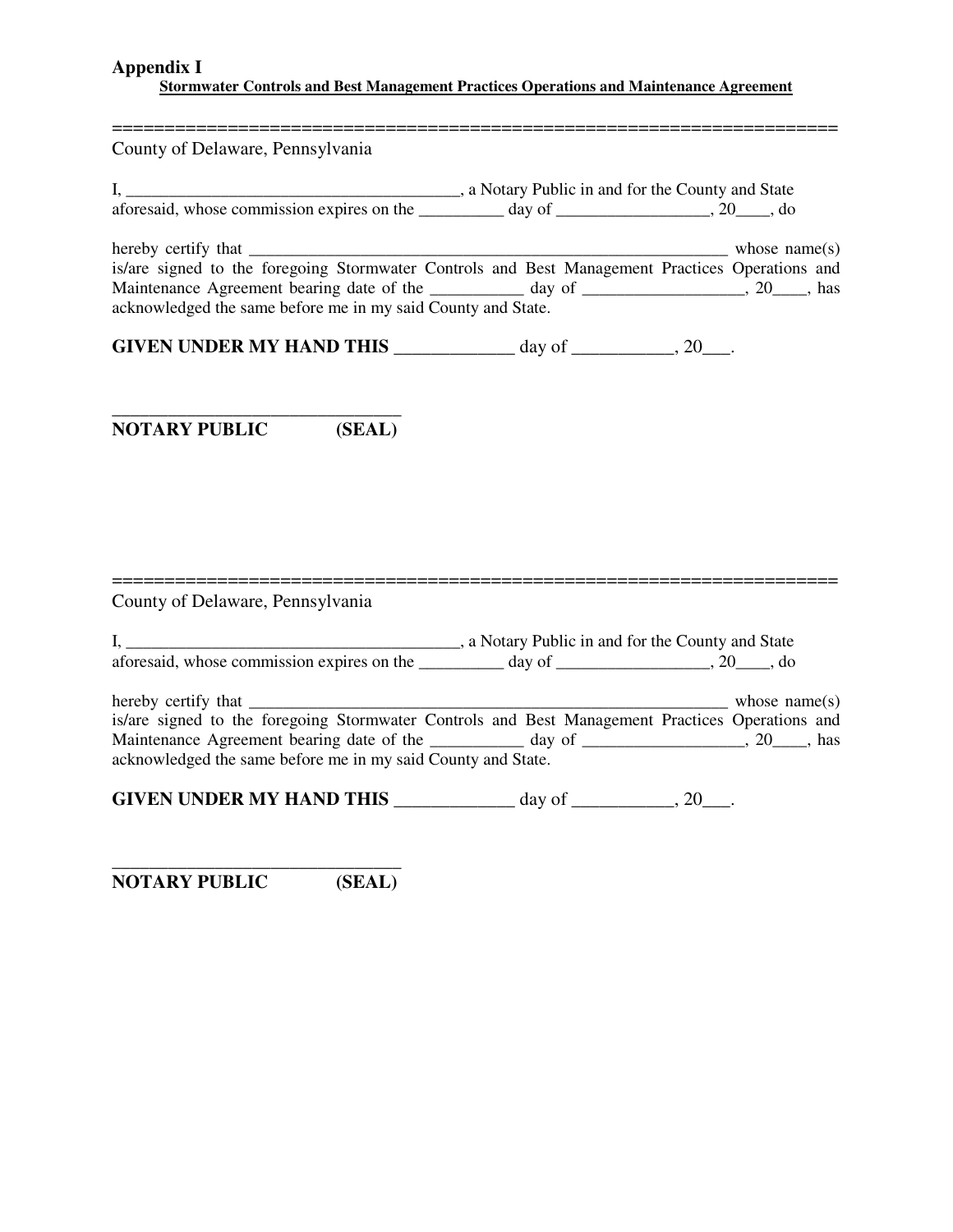**Appendix I**

**Stormwater Controls and Best Management Practices Operations and Maintenance Agreement**

======================================================================

County of Delaware, Pennsylvania

I, ________________________________________, a Notary Public in and for the County and State aforesaid, whose commission expires on the __________ day of __________________, 20____, do

hereby certify that ___________________________________________________________ whose name(s) is/are signed to the foregoing Stormwater Controls and Best Management Practices Operations and Maintenance Agreement bearing date of the ___________ day of ___________________, 20____, has acknowledged the same before me in my said County and State.

**GIVEN UNDER MY HAND THIS** _____________ day of ___________, 20___.

________________________________

**NOTARY PUBLIC (SEAL)**

======================================================================

County of Delaware, Pennsylvania

I, ________________________________________, a Notary Public in and for the County and State aforesaid, whose commission expires on the __________ day of __________________, 20____, do

hereby certify that ___________________________________________________________ whose name(s) is/are signed to the foregoing Stormwater Controls and Best Management Practices Operations and Maintenance Agreement bearing date of the ___________ day of ___________________, 20____, has acknowledged the same before me in my said County and State.

**GIVEN UNDER MY HAND THIS** _____________ day of ___________, 20___.

________________________________

**NOTARY PUBLIC (SEAL)**